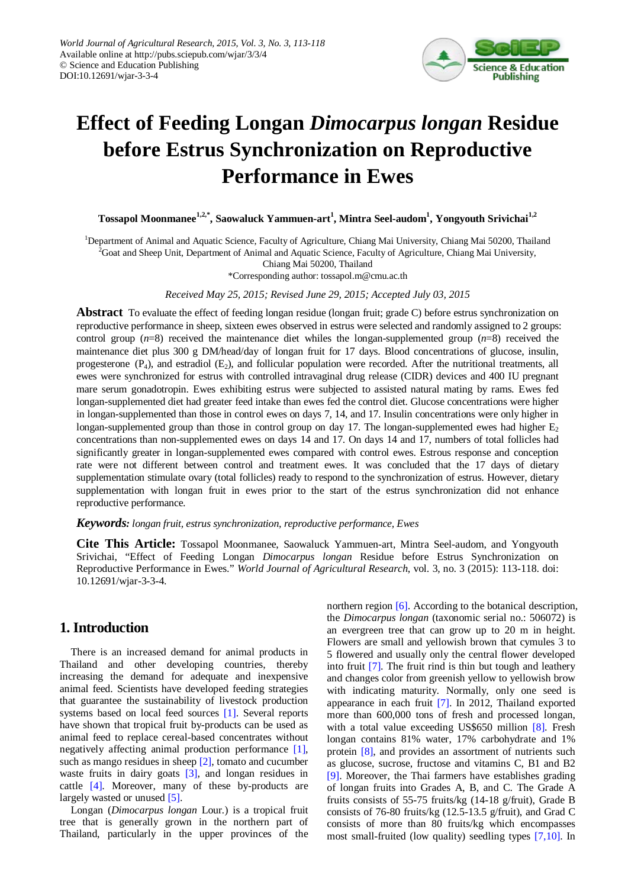World Journal of Agricultural Research, 2015, Vol. 3, No. 3, 113-118
Available online at http://pubs.sciepub.com/wjar/3/3/4
© Science and Education Publishing
DOI:10.12691/wjar-3-3-4

# Effect of Feeding Longan *Dimocarpus longan* Residue before Estrus Synchronization on Reproductive Performance in Ewes

**Tossapol Moonmanee[1,2,*], Saowaluck Yammuen-art[1], Mintra Seel-audom[1], Yongyouth Srivichai[1,2]**

[1]Department of Animal and Aquatic Science, Faculty of Agriculture, Chiang Mai University, Chiang Mai 50200, Thailand
[2]Goat and Sheep Unit, Department of Animal and Aquatic Science, Faculty of Agriculture, Chiang Mai University, Chiang Mai 50200, Thailand
*Corresponding author: tossapol.m@cmu.ac.th

*Received May 25, 2015; Revised June 29, 2015; Accepted July 03, 2015*

**Abstract** To evaluate the effect of feeding longan residue (longan fruit; grade C) before estrus synchronization on reproductive performance in sheep, sixteen ewes observed in estrus were selected and randomly assigned to 2 groups: control group ($n$=8) received the maintenance diet whiles the longan-supplemented group ($n$=8) received the maintenance diet plus 300 g DM/head/day of longan fruit for 17 days. Blood concentrations of glucose, insulin, progesterone ($P_4$), and estradiol ($E_2$), and follicular population were recorded. After the nutritional treatments, all ewes were synchronized for estrus with controlled intravaginal drug release (CIDR) devices and 400 IU pregnant mare serum gonadotropin. Ewes exhibiting estrus were subjected to assisted natural mating by rams. Ewes fed longan-supplemented diet had greater feed intake than ewes fed the control diet. Glucose concentrations were higher in longan-supplemented than those in control ewes on days 7, 14, and 17. Insulin concentrations were only higher in longan-supplemented group than those in control group on day 17. The longan-supplemented ewes had higher $E_2$ concentrations than non-supplemented ewes on days 14 and 17. On days 14 and 17, numbers of total follicles had significantly greater in longan-supplemented ewes compared with control ewes. Estrous response and conception rate were not different between control and treatment ewes. It was concluded that the 17 days of dietary supplementation stimulate ovary (total follicles) ready to respond to the synchronization of estrus. However, dietary supplementation with longan fruit in ewes prior to the start of the estrus synchronization did not enhance reproductive performance.

***Keywords:*** *longan fruit, estrus synchronization, reproductive performance, Ewes*

**Cite This Article:** Tossapol Moonmanee, Saowaluck Yammuen-art, Mintra Seel-audom, and Yongyouth Srivichai, "Effect of Feeding Longan *Dimocarpus longan* Residue before Estrus Synchronization on Reproductive Performance in Ewes." *World Journal of Agricultural Research*, vol. 3, no. 3 (2015): 113-118. doi: 10.12691/wjar-3-3-4.

## 1. Introduction

There is an increased demand for animal products in Thailand and other developing countries, thereby increasing the demand for adequate and inexpensive animal feed. Scientists have developed feeding strategies that guarantee the sustainability of livestock production systems based on local feed sources [1]. Several reports have shown that tropical fruit by-products can be used as animal feed to replace cereal-based concentrates without negatively affecting animal production performance [1], such as mango residues in sheep [2], tomato and cucumber waste fruits in dairy goats [3], and longan residues in cattle [4]. Moreover, many of these by-products are largely wasted or unused [5].

Longan (*Dimocarpus longan* Lour.) is a tropical fruit tree that is generally grown in the northern part of Thailand, particularly in the upper provinces of the northern region [6]. According to the botanical description, the *Dimocarpus longan* (taxonomic serial no.: 506072) is an evergreen tree that can grow up to 20 m in height. Flowers are small and yellowish brown that cymules 3 to 5 flowered and usually only the central flower developed into fruit [7]. The fruit rind is thin but tough and leathery and changes color from greenish yellow to yellowish brow with indicating maturity. Normally, only one seed is appearance in each fruit [7]. In 2012, Thailand exported more than 600,000 tons of fresh and processed longan, with a total value exceeding US$650 million [8]. Fresh longan contains 81% water, 17% carbohydrate and 1% protein [8], and provides an assortment of nutrients such as glucose, sucrose, fructose and vitamins C, B1 and B2 [9]. Moreover, the Thai farmers have establishes grading of longan fruits into Grades A, B, and C. The Grade A fruits consists of 55-75 fruits/kg (14-18 g/fruit), Grade B consists of 76-80 fruits/kg (12.5-13.5 g/fruit), and Grad C consists of more than 80 fruits/kg which encompasses most small-fruited (low quality) seedling types [7,10]. In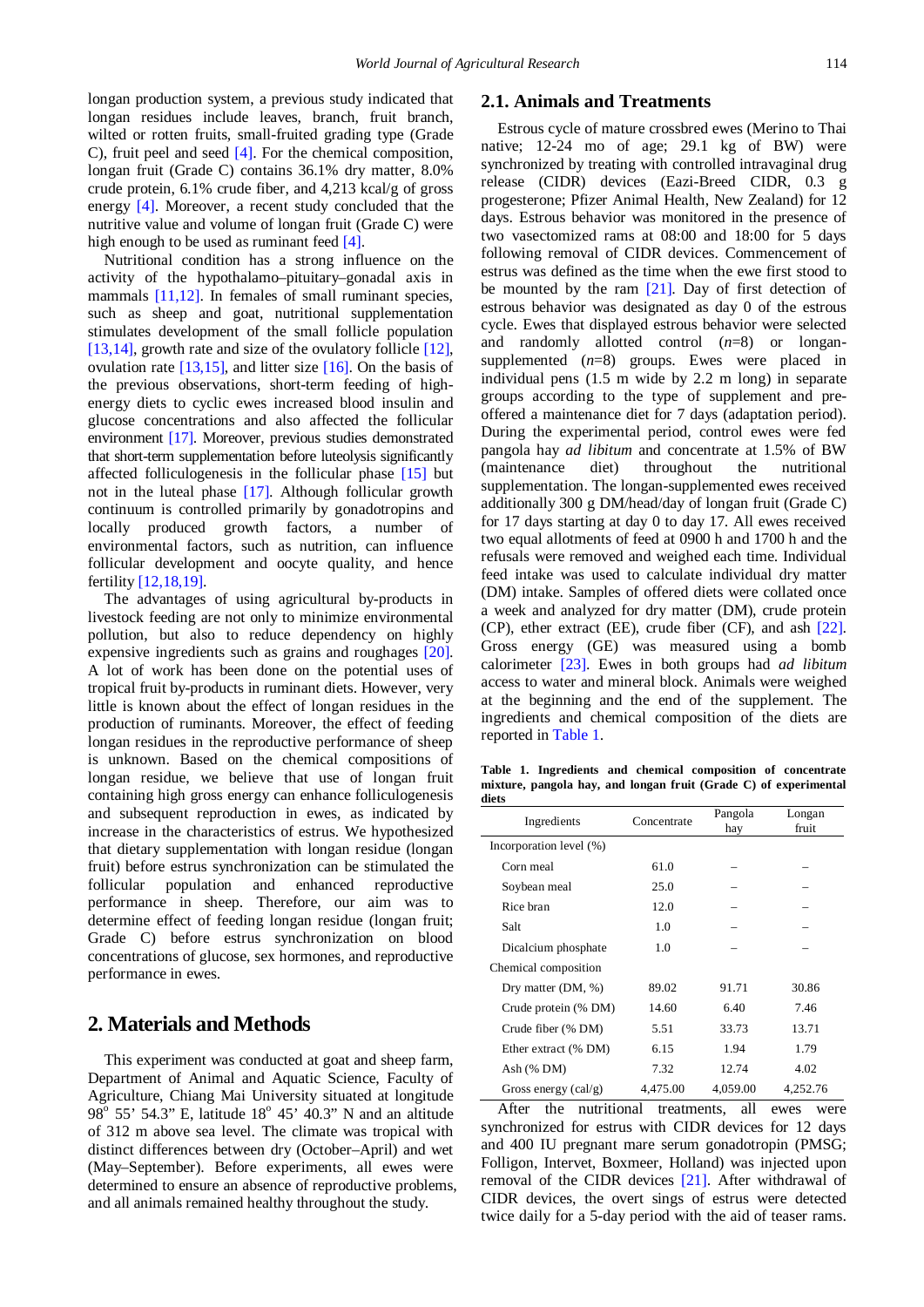longan production system, a previous study indicated that longan residues include leaves, branch, fruit branch, wilted or rotten fruits, small-fruited grading type (Grade C), fruit peel and seed [4]. For the chemical composition, longan fruit (Grade C) contains 36.1% dry matter, 8.0% crude protein, 6.1% crude fiber, and 4,213 kcal/g of gross energy [4]. Moreover, a recent study concluded that the nutritive value and volume of longan fruit (Grade C) were high enough to be used as ruminant feed [4].

Nutritional condition has a strong influence on the activity of the hypothalamo–pituitary–gonadal axis in mammals [11,12]. In females of small ruminant species, such as sheep and goat, nutritional supplementation stimulates development of the small follicle population [13,14], growth rate and size of the ovulatory follicle [12], ovulation rate [13,15], and litter size [16]. On the basis of the previous observations, short-term feeding of high-energy diets to cyclic ewes increased blood insulin and glucose concentrations and also affected the follicular environment [17]. Moreover, previous studies demonstrated that short-term supplementation before luteolysis significantly affected folliculogenesis in the follicular phase [15] but not in the luteal phase [17]. Although follicular growth continuum is controlled primarily by gonadotropins and locally produced growth factors, a number of environmental factors, such as nutrition, can influence follicular development and oocyte quality, and hence fertility [12,18,19].

The advantages of using agricultural by-products in livestock feeding are not only to minimize environmental pollution, but also to reduce dependency on highly expensive ingredients such as grains and roughages [20]. A lot of work has been done on the potential uses of tropical fruit by-products in ruminant diets. However, very little is known about the effect of longan residues in the production of ruminants. Moreover, the effect of feeding longan residues in the reproductive performance of sheep is unknown. Based on the chemical compositions of longan residue, we believe that use of longan fruit containing high gross energy can enhance folliculogenesis and subsequent reproduction in ewes, as indicated by increase in the characteristics of estrus. We hypothesized that dietary supplementation with longan residue (longan fruit) before estrus synchronization can be stimulated the follicular population and enhanced reproductive performance in sheep. Therefore, our aim was to determine effect of feeding longan residue (longan fruit; Grade C) before estrus synchronization on blood concentrations of glucose, sex hormones, and reproductive performance in ewes.

# 2. Materials and Methods

This experiment was conducted at goat and sheep farm, Department of Animal and Aquatic Science, Faculty of Agriculture, Chiang Mai University situated at longitude 98° 55' 54.3" E, latitude 18° 45' 40.3" N and an altitude of 312 m above sea level. The climate was tropical with distinct differences between dry (October–April) and wet (May–September). Before experiments, all ewes were determined to ensure an absence of reproductive problems, and all animals remained healthy throughout the study.

## 2.1. Animals and Treatments

Estrous cycle of mature crossbred ewes (Merino to Thai native; 12-24 mo of age; 29.1 kg of BW) were synchronized by treating with controlled intravaginal drug release (CIDR) devices (Eazi-Breed CIDR, 0.3 g progesterone; Pfizer Animal Health, New Zealand) for 12 days. Estrous behavior was monitored in the presence of two vasectomized rams at 08:00 and 18:00 for 5 days following removal of CIDR devices. Commencement of estrus was defined as the time when the ewe first stood to be mounted by the ram [21]. Day of first detection of estrous behavior was designated as day 0 of the estrous cycle. Ewes that displayed estrous behavior were selected and randomly allotted control (*n*=8) or longan-supplemented (*n*=8) groups. Ewes were placed in individual pens (1.5 m wide by 2.2 m long) in separate groups according to the type of supplement and pre-offered a maintenance diet for 7 days (adaptation period). During the experimental period, control ewes were fed pangola hay *ad libitum* and concentrate at 1.5% of BW (maintenance diet) throughout the nutritional supplementation. The longan-supplemented ewes received additionally 300 g DM/head/day of longan fruit (Grade C) for 17 days starting at day 0 to day 17. All ewes received two equal allotments of feed at 0900 h and 1700 h and the refusals were removed and weighed each time. Individual feed intake was used to calculate individual dry matter (DM) intake. Samples of offered diets were collated once a week and analyzed for dry matter (DM), crude protein (CP), ether extract (EE), crude fiber (CF), and ash [22]. Gross energy (GE) was measured using a bomb calorimeter [23]. Ewes in both groups had *ad libitum* access to water and mineral block. Animals were weighed at the beginning and the end of the supplement. The ingredients and chemical composition of the diets are reported in Table 1.

**Table 1. Ingredients and chemical composition of concentrate mixture, pangola hay, and longan fruit (Grade C) of experimental diets**

| Ingredients | Concentrate | Pangola hay | Longan fruit |
|---|---|---|---|
| Incorporation level (%) | | | |
| Corn meal | 61.0 | – | – |
| Soybean meal | 25.0 | – | – |
| Rice bran | 12.0 | – | – |
| Salt | 1.0 | – | – |
| Dicalcium phosphate | 1.0 | – | – |
| Chemical composition | | | |
| Dry matter (DM, %) | 89.02 | 91.71 | 30.86 |
| Crude protein (% DM) | 14.60 | 6.40 | 7.46 |
| Crude fiber (% DM) | 5.51 | 33.73 | 13.71 |
| Ether extract (% DM) | 6.15 | 1.94 | 1.79 |
| Ash (% DM) | 7.32 | 12.74 | 4.02 |
| Gross energy (cal/g) | 4,475.00 | 4,059.00 | 4,252.76 |

After the nutritional treatments, all ewes were synchronized for estrus with CIDR devices for 12 days and 400 IU pregnant mare serum gonadotropin (PMSG; Folligon, Intervet, Boxmeer, Holland) was injected upon removal of the CIDR devices [21]. After withdrawal of CIDR devices, the overt sings of estrus were detected twice daily for a 5-day period with the aid of teaser rams.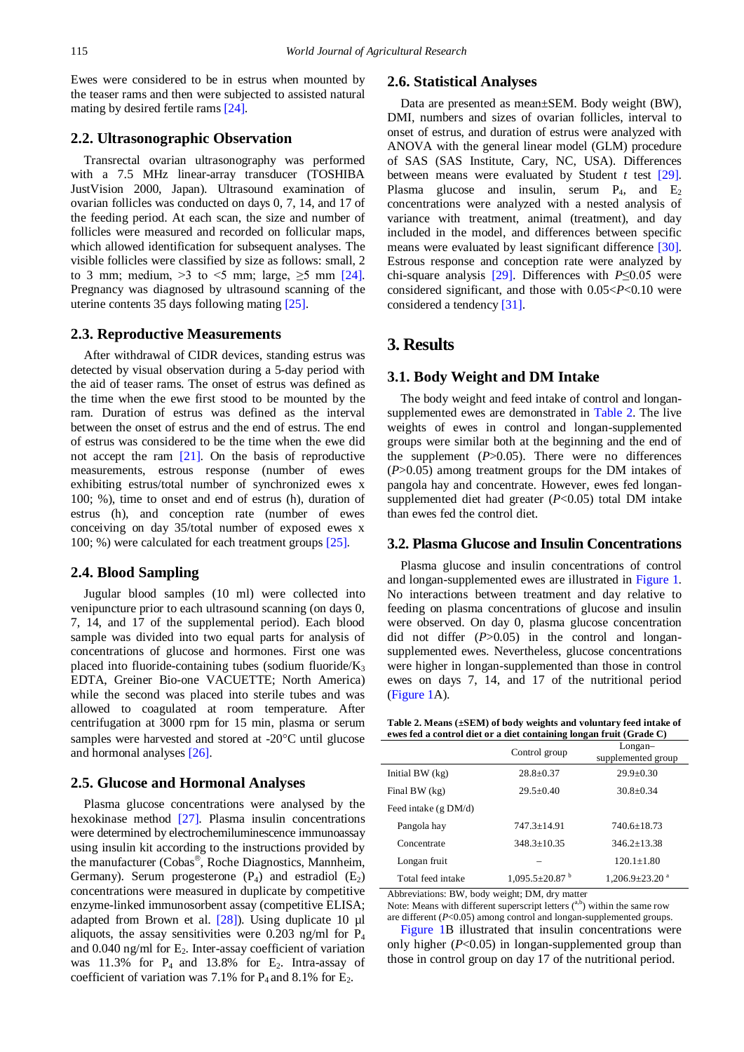Ewes were considered to be in estrus when mounted by the teaser rams and then were subjected to assisted natural mating by desired fertile rams [24].

## 2.2. Ultrasonographic Observation

Transrectal ovarian ultrasonography was performed with a 7.5 MHz linear-array transducer (TOSHIBA JustVision 2000, Japan). Ultrasound examination of ovarian follicles was conducted on days 0, 7, 14, and 17 of the feeding period. At each scan, the size and number of follicles were measured and recorded on follicular maps, which allowed identification for subsequent analyses. The visible follicles were classified by size as follows: small, 2 to 3 mm; medium, >3 to <5 mm; large, ≥5 mm [24]. Pregnancy was diagnosed by ultrasound scanning of the uterine contents 35 days following mating [25].

## 2.3. Reproductive Measurements

After withdrawal of CIDR devices, standing estrus was detected by visual observation during a 5-day period with the aid of teaser rams. The onset of estrus was defined as the time when the ewe first stood to be mounted by the ram. Duration of estrus was defined as the interval between the onset of estrus and the end of estrus. The end of estrus was considered to be the time when the ewe did not accept the ram [21]. On the basis of reproductive measurements, estrous response (number of ewes exhibiting estrus/total number of synchronized ewes x 100; %), time to onset and end of estrus (h), duration of estrus (h), and conception rate (number of ewes conceiving on day 35/total number of exposed ewes x 100; %) were calculated for each treatment groups [25].

## 2.4. Blood Sampling

Jugular blood samples (10 ml) were collected into venipuncture prior to each ultrasound scanning (on days 0, 7, 14, and 17 of the supplemental period). Each blood sample was divided into two equal parts for analysis of concentrations of glucose and hormones. First one was placed into fluoride-containing tubes (sodium fluoride/$K_3$ EDTA, Greiner Bio-one VACUETTE; North America) while the second was placed into sterile tubes and was allowed to coagulated at room temperature. After centrifugation at 3000 rpm for 15 min, plasma or serum samples were harvested and stored at -20°C until glucose and hormonal analyses [26].

## 2.5. Glucose and Hormonal Analyses

Plasma glucose concentrations were analysed by the hexokinase method [27]. Plasma insulin concentrations were determined by electrochemiluminescence immunoassay using insulin kit according to the instructions provided by the manufacturer (Cobas®, Roche Diagnostics, Mannheim, Germany). Serum progesterone ($P_4$) and estradiol ($E_2$) concentrations were measured in duplicate by competitive enzyme-linked immunosorbent assay (competitive ELISA; adapted from Brown et al. [28]). Using duplicate 10 µl aliquots, the assay sensitivities were 0.203 ng/ml for $P_4$ and 0.040 ng/ml for $E_2$. Inter-assay coefficient of variation was 11.3% for $P_4$ and 13.8% for $E_2$. Intra-assay of coefficient of variation was 7.1% for $P_4$ and 8.1% for $E_2$.

## 2.6. Statistical Analyses

Data are presented as mean±SEM. Body weight (BW), DMI, numbers and sizes of ovarian follicles, interval to onset of estrus, and duration of estrus were analyzed with ANOVA with the general linear model (GLM) procedure of SAS (SAS Institute, Cary, NC, USA). Differences between means were evaluated by Student *t* test [29]. Plasma glucose and insulin, serum $P_4$, and $E_2$ concentrations were analyzed with a nested analysis of variance with treatment, animal (treatment), and day included in the model, and differences between specific means were evaluated by least significant difference [30]. Estrous response and conception rate were analyzed by chi-square analysis [29]. Differences with $P \leq 0.05$ were considered significant, and those with $0.05 < P < 0.10$ were considered a tendency [31].

# 3. Results

## 3.1. Body Weight and DM Intake

The body weight and feed intake of control and longan-supplemented ewes are demonstrated in Table 2. The live weights of ewes in control and longan-supplemented groups were similar both at the beginning and the end of the supplement ($P > 0.05$). There were no differences ($P > 0.05$) among treatment groups for the DM intakes of pangola hay and concentrate. However, ewes fed longan-supplemented diet had greater ($P < 0.05$) total DM intake than ewes fed the control diet.

## 3.2. Plasma Glucose and Insulin Concentrations

Plasma glucose and insulin concentrations of control and longan-supplemented ewes are illustrated in Figure 1. No interactions between treatment and day relative to feeding on plasma concentrations of glucose and insulin were observed. On day 0, plasma glucose concentration did not differ ($P > 0.05$) in the control and longan-supplemented ewes. Nevertheless, glucose concentrations were higher in longan-supplemented than those in control ewes on days 7, 14, and 17 of the nutritional period (Figure 1A).

**Table 2. Means (±SEM) of body weights and voluntary feed intake of ewes fed a control diet or a diet containing longan fruit (Grade C)**

| | Control group | Longan–supplemented group |
|---|---|---|
| Initial BW (kg) | 28.8±0.37 | 29.9±0.30 |
| Final BW (kg) | 29.5±0.40 | 30.8±0.34 |
| Feed intake (g DM/d) | | |
| Pangola hay | 747.3±14.91 | 740.6±18.73 |
| Concentrate | 348.3±10.35 | 346.2±13.38 |
| Longan fruit | – | 120.1±1.80 |
| Total feed intake | 1,095.5±20.87 [b] | 1,206.9±23.20 [a] |

Abbreviations: BW, body weight; DM, dry matter

Note: Means with different superscript letters ([a,b]) within the same row are different ($P < 0.05$) among control and longan-supplemented groups.

Figure 1B illustrated that insulin concentrations were only higher ($P < 0.05$) in longan-supplemented group than those in control group on day 17 of the nutritional period.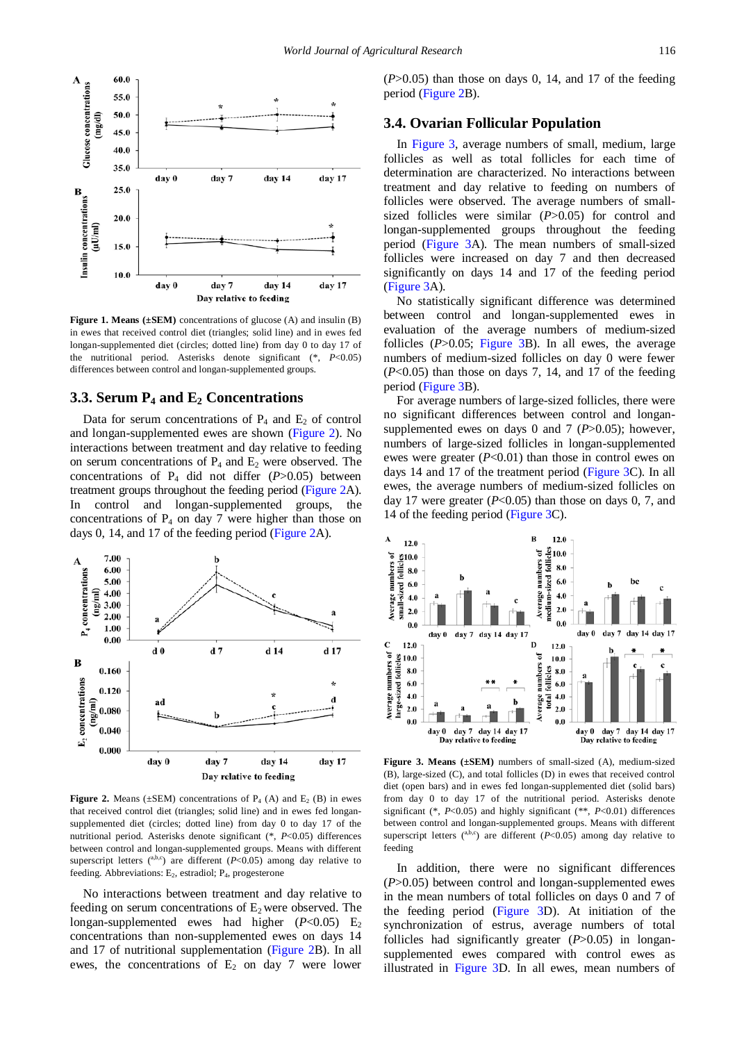**Figure 1. Means (±SEM)** concentrations of glucose (A) and insulin (B) in ewes that received control diet (triangles; solid line) and in ewes fed longan-supplemented diet (circles; dotted line) from day 0 to day 17 of the nutritional period. Asterisks denote significant (*, $P<0.05$) differences between control and longan-supplemented groups.

### 3.3. Serum $P_4$ and $E_2$ Concentrations

Data for serum concentrations of $P_4$ and $E_2$ of control and longan-supplemented ewes are shown (Figure 2). No interactions between treatment and day relative to feeding on serum concentrations of $P_4$ and $E_2$ were observed. The concentrations of $P_4$ did not differ ($P>0.05$) between treatment groups throughout the feeding period (Figure 2A). In control and longan-supplemented groups, the concentrations of $P_4$ on day 7 were higher than those on days 0, 14, and 17 of the feeding period (Figure 2A).

**Figure 2.** Means (±SEM) concentrations of $P_4$ (A) and $E_2$ (B) in ewes that received control diet (triangles; solid line) and in ewes fed longan-supplemented diet (circles; dotted line) from day 0 to day 17 of the nutritional period. Asterisks denote significant (*, $P<0.05$) differences between control and longan-supplemented groups. Means with different superscript letters ($^{a,b,c}$) are different ($P<0.05$) among day relative to feeding. Abbreviations: $E_2$, estradiol; $P_4$, progesterone

No interactions between treatment and day relative to feeding on serum concentrations of $E_2$ were observed. The longan-supplemented ewes had higher ($P<0.05$) $E_2$ concentrations than non-supplemented ewes on days 14 and 17 of nutritional supplementation (Figure 2B). In all ewes, the concentrations of $E_2$ on day 7 were lower ($P>0.05$) than those on days 0, 14, and 17 of the feeding period (Figure 2B).

### 3.4. Ovarian Follicular Population

In Figure 3, average numbers of small, medium, large follicles as well as total follicles for each time of determination are characterized. No interactions between treatment and day relative to feeding on numbers of follicles were observed. The average numbers of small-sized follicles were similar ($P>0.05$) for control and longan-supplemented groups throughout the feeding period (Figure 3A). The mean numbers of small-sized follicles were increased on day 7 and then decreased significantly on days 14 and 17 of the feeding period (Figure 3A).

No statistically significant difference was determined between control and longan-supplemented ewes in evaluation of the average numbers of medium-sized follicles ($P>0.05$; Figure 3B). In all ewes, the average numbers of medium-sized follicles on day 0 were fewer ($P<0.05$) than those on days 7, 14, and 17 of the feeding period (Figure 3B).

For average numbers of large-sized follicles, there were no significant differences between control and longan-supplemented ewes on days 0 and 7 ($P>0.05$); however, numbers of large-sized follicles in longan-supplemented ewes were greater ($P<0.01$) than those in control ewes on days 14 and 17 of the treatment period (Figure 3C). In all ewes, the average numbers of medium-sized follicles on day 17 were greater ($P<0.05$) than those on days 0, 7, and 14 of the feeding period (Figure 3C).

**Figure 3. Means (±SEM)** numbers of small-sized (A), medium-sized (B), large-sized (C), and total follicles (D) in ewes that received control diet (open bars) and in ewes fed longan-supplemented diet (solid bars) from day 0 to day 17 of the nutritional period. Asterisks denote significant (*, $P<0.05$) and highly significant (**, $P<0.01$) differences between control and longan-supplemented groups. Means with different superscript letters ($^{a,b,c}$) are different ($P<0.05$) among day relative to feeding

In addition, there were no significant differences ($P>0.05$) between control and longan-supplemented ewes in the mean numbers of total follicles on days 0 and 7 of the feeding period (Figure 3D). At initiation of the synchronization of estrus, average numbers of total follicles had significantly greater ($P>0.05$) in longan-supplemented ewes compared with control ewes as illustrated in Figure 3D. In all ewes, mean numbers of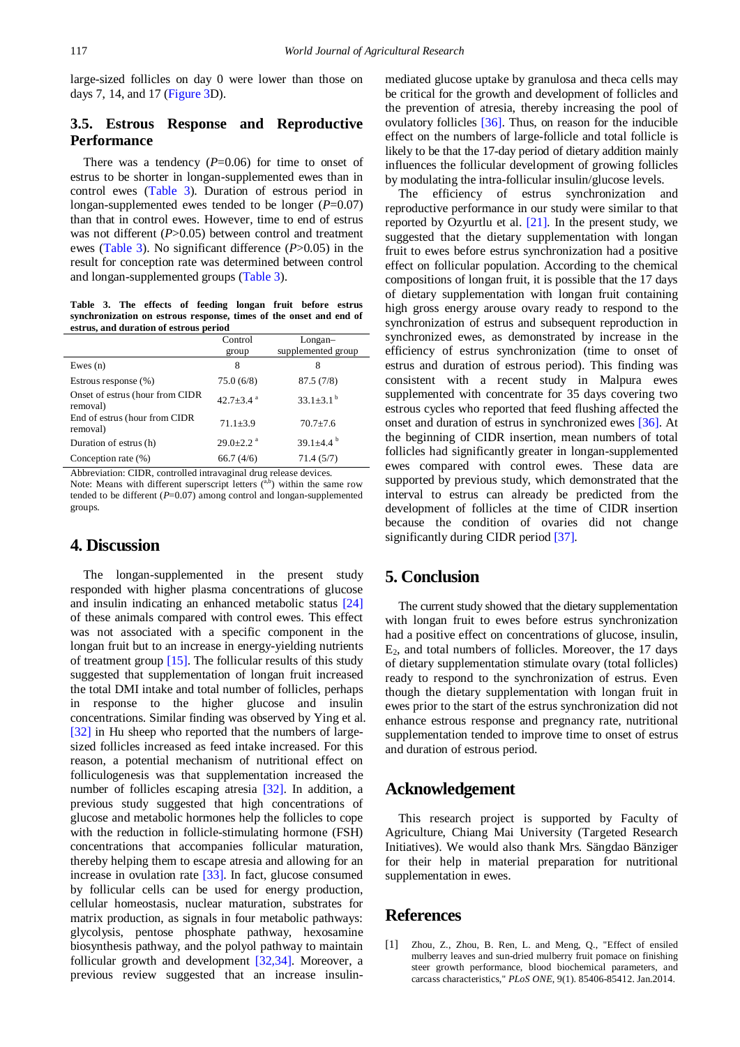large-sized follicles on day 0 were lower than those on days 7, 14, and 17 (Figure 3D).

### 3.5. Estrous Response and Reproductive Performance

There was a tendency ($P$=0.06) for time to onset of estrus to be shorter in longan-supplemented ewes than in control ewes (Table 3). Duration of estrous period in longan-supplemented ewes tended to be longer ($P$=0.07) than that in control ewes. However, time to end of estrus was not different ($P$>0.05) between control and treatment ewes (Table 3). No significant difference ($P$>0.05) in the result for conception rate was determined between control and longan-supplemented groups (Table 3).

**Table 3. The effects of feeding longan fruit before estrus synchronization on estrous response, times of the onset and end of estrus, and duration of estrous period**

| | Control group | Longan–supplemented group |
|---|---|---|
| Ewes (n) | 8 | 8 |
| Estrous response (%) | 75.0 (6/8) | 87.5 (7/8) |
| Onset of estrus (hour from CIDR removal) | 42.7±3.4 [a] | 33.1±3.1 [b] |
| End of estrus (hour from CIDR removal) | 71.1±3.9 | 70.7±7.6 |
| Duration of estrus (h) | 29.0±2.2 [a] | 39.1±4.4 [b] |
| Conception rate (%) | 66.7 (4/6) | 71.4 (5/7) |

Abbreviation: CIDR, controlled intravaginal drug release devices.
Note: Means with different superscript letters ([a,b]) within the same row tended to be different ($P$=0.07) among control and longan-supplemented groups.

## 4. Discussion

The longan-supplemented in the present study responded with higher plasma concentrations of glucose and insulin indicating an enhanced metabolic status [24] of these animals compared with control ewes. This effect was not associated with a specific component in the longan fruit but to an increase in energy-yielding nutrients of treatment group [15]. The follicular results of this study suggested that supplementation of longan fruit increased the total DMI intake and total number of follicles, perhaps in response to the higher glucose and insulin concentrations. Similar finding was observed by Ying et al. [32] in Hu sheep who reported that the numbers of large-sized follicles increased as feed intake increased. For this reason, a potential mechanism of nutritional effect on folliculogenesis was that supplementation increased the number of follicles escaping atresia [32]. In addition, a previous study suggested that high concentrations of glucose and metabolic hormones help the follicles to cope with the reduction in follicle-stimulating hormone (FSH) concentrations that accompanies follicular maturation, thereby helping them to escape atresia and allowing for an increase in ovulation rate [33]. In fact, glucose consumed by follicular cells can be used for energy production, cellular homeostasis, nuclear maturation, substrates for matrix production, as signals in four metabolic pathways: glycolysis, pentose phosphate pathway, hexosamine biosynthesis pathway, and the polyol pathway to maintain follicular growth and development [32,34]. Moreover, a previous review suggested that an increase insulin-mediated glucose uptake by granulosa and theca cells may be critical for the growth and development of follicles and the prevention of atresia, thereby increasing the pool of ovulatory follicles [36]. Thus, on reason for the inducible effect on the numbers of large-follicle and total follicle is likely to be that the 17-day period of dietary addition mainly influences the follicular development of growing follicles by modulating the intra-follicular insulin/glucose levels.

The efficiency of estrus synchronization and reproductive performance in our study were similar to that reported by Ozyurtlu et al. [21]. In the present study, we suggested that the dietary supplementation with longan fruit to ewes before estrus synchronization had a positive effect on follicular population. According to the chemical compositions of longan fruit, it is possible that the 17 days of dietary supplementation with longan fruit containing high gross energy arouse ovary ready to respond to the synchronization of estrus and subsequent reproduction in synchronized ewes, as demonstrated by increase in the efficiency of estrus synchronization (time to onset of estrus and duration of estrous period). This finding was consistent with a recent study in Malpura ewes supplemented with concentrate for 35 days covering two estrous cycles who reported that feed flushing affected the onset and duration of estrus in synchronized ewes [36]. At the beginning of CIDR insertion, mean numbers of total follicles had significantly greater in longan-supplemented ewes compared with control ewes. These data are supported by previous study, which demonstrated that the interval to estrus can already be predicted from the development of follicles at the time of CIDR insertion because the condition of ovaries did not change significantly during CIDR period [37].

## 5. Conclusion

The current study showed that the dietary supplementation with longan fruit to ewes before estrus synchronization had a positive effect on concentrations of glucose, insulin, $E_2$, and total numbers of follicles. Moreover, the 17 days of dietary supplementation stimulate ovary (total follicles) ready to respond to the synchronization of estrus. Even though the dietary supplementation with longan fruit in ewes prior to the start of the estrus synchronization did not enhance estrous response and pregnancy rate, nutritional supplementation tended to improve time to onset of estrus and duration of estrous period.

## Acknowledgement

This research project is supported by Faculty of Agriculture, Chiang Mai University (Targeted Research Initiatives). We would also thank Mrs. Sängdao Bänziger for their help in material preparation for nutritional supplementation in ewes.

## References

[1] Zhou, Z., Zhou, B. Ren, L. and Meng, Q., "Effect of ensiled mulberry leaves and sun-dried mulberry fruit pomace on finishing steer growth performance, blood biochemical parameters, and carcass characteristics," *PLoS ONE*, 9(1). 85406-85412. Jan.2014.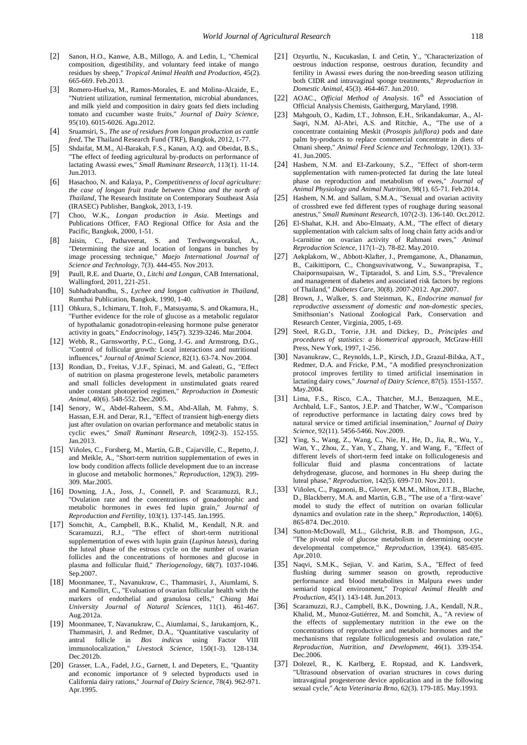[2] Sanon, H.O., Kanwe, A.B., Millogo, A. and Ledin, I., "Chemical composition, digestibility, and voluntary feed intake of mango residues by sheep," *Tropical Animal Health and Production*, 45(2). 665-669. Feb.2013.

[3] Romero-Huelva, M., Ramos-Morales, E. and Molina-Alcaide, E., "Nutrient utilization, ruminal fermentation, microbial abundances, and milk yield and composition in dairy goats fed diets including tomato and cucumber waste fruits," *Journal of Dairy Science*, 95(10). 6015-6026. Agu.2012.

[4] Sruamsiri, S., *The use of residues from longan production as cattle feed*, The Thailand Research Fund (TRF), Bangkok, 2012, 1-77.

[5] Shdaifat, M.M., Al-Barakah, F.S., Kanan, A.Q. and Obeidat, B.S., "The effect of feeding agricultural by-products on performance of lactating Awassi ewes," *Small Ruminant Research*, 113(1). 11-14. Jun.2013.

[6] Hasachoo, N. and Kalaya, P., *Competitiveness of local agriculture: the case of longan fruit trade between China and the north of Thailand*, The Research Institute on Contemporary Southeast Asia (IRASEC) Publisher, Bangkok, 2013, 1-19.

[7] Choo, W.K., *Longan production in Asia*. Meetings and Publications Officer, FAO Regional Office for Asia and the Pacific, Bangkok, 2000, 1-51.

[8] Jaisin, C., Pathaveerat, S. and Terdwongworakul, A., "Determining the size and location of longans in bunches by image processing technique," *Maejo International Journal of Science and Technology*, 7(3). 444-455. Nov.2013.

[9] Paull, R.E. and Duarte, O., *Litchi and Longan*, CAB International, Wallingford, 2011, 221-251.

[10] Subhadrabandhu, S., *Lychee and longan cultivation in Thailand*, Rumthai Publication, Bangkok, 1990, 1-40.

[11] Ohkura, S., Ichimaru, T. Itoh, F., Matsuyama, S. and Okamura, H., "Further evidence for the role of glucose as a metabolic regulator of hypothalamic gonadotropin-releasing hormone pulse generator activity in goats," *Endocrinology*, 145(7). 3239-3246. Mar.2004.

[12] Webb, R., Garnsworthy, P.C., Gong, J.-G. and Armstrong, D.G., "Control of follicular growth: Local interactions and nutritional influences," *Journal of Animal Science*, 82(1). 63-74. Nov.2004.

[13] Rondian, D., Freitas, V.J.F., Spinaci, M. and Galeati, G., "Effect of nutrition on plasma progesterone levels, metabolic parameters and small follicles development in unstimulated goats reared under constant photoperiod regimen," *Reproduction in Domestic Animal*, 40(6). 548-552. Dec.2005.

[14] Senory, W., Abdel-Raheem, S.M., Abd-Allah, M. Fahmy, S. Hassan, E.H. and Derar, R.I., "Effect of transient high-energy diets just after ovulation on ovarian performance and metabolic status in cyclic ewes," *Small Ruminant Research*, 109(2-3). 152-155. Jan.2013.

[15] Viñoles, C., Forsberg, M., Martin, G.B., Cajarville, C., Repetto, J. and Meikle, A., "Short-term nutrition supplementation of ewes in low body condition affects follicle development due to an increase in glucose and metabolic hormones," *Reproduction*, 129(3). 299-309. Mar.2005.

[16] Downing, J.A., Joss, J., Connell, P. and Scaramuzzi, R.J., "Ovulation rate and the concentrations of gonadotrophic and metabolic hormones in ewes fed lupin grain," *Journal of Reproduction and Fertility*, 103(1). 137-145. Jan.1995.

[17] Somchit, A., Campbell, B.K., Khalid, M., Kendall, N.R. and Scaramuzzi, R.J., "The effect of short-term nutritional supplementation of ewes with lupin grain (*Lupinus luteus*), during the luteal phase of the estrous cycle on the number of ovarian follicles and the concentrations of hormones and glucose in plasma and follicular fluid," *Theriogenology*, 68(7). 1037-1046. Sep.2007.

[18] Moonmanee, T., Navanukraw, C., Thammasiri, J., Aiumlami, S. and Kamollirt, C., "Evaluation of ovarian follicular health with the markers of endothelial and granulosa cells," *Chiang Mai University Journal of Natural Sciences*, 11(1). 461-467. Aug.2012a.

[19] Moonmanee, T, Navanukraw, C., Aiumlamai, S., Jarukamjorn, K., Thammasiri, J. and Redmer, D.A., "Quantitative vascularity of antral follicle in *Bos indicus* using Factor VIII immunolocalization," *Livestock Science*, 150(1-3). 128-134. Dec.2012b.

[20] Grasser, L.A., Fadel, J.G., Garnett, I. and Depeters, E., "Quantity and economic importance of 9 selected byproducts used in California dairy rations," *Journal of Dairy Science*, 78(4). 962-971. Apr.1995.

[21] Ozyurtlu, N., Kucukaslan, I. and Cetin, Y., "Characterization of oestrous induction response, oestrous duration, fecundity and fertility in Awassi ewes during the non-breeding season utilizing both CIDR and intravaginal sponge treatments," *Reproduction in Domestic Animal*, 45(3). 464-467. Jun.2010.

[22] AOAC., *Official Method of Analysis*. 16th ed Association of Official Analysis Chemists, Gaithergurg, Maryland, 1998.

[23] Mahgoub, O., Kadim, I.T., Johnson, E.H., Srikandakumar, A., Al-Saqri, N.M. Al-Abri, A.S. and Ritchie, A., "The use of a concentrate containing Meskit (*Prosopis juliflora)* pods and date palm by-products to replace commercial concentrate in diets of Omani sheep," *Animal Feed Science and Technology*, 120(1). 33-41. Jun.2005.

[24] Hashem, N.M. and EI-Zarkouny, S.Z., "Effect of short-term supplementation with rumen-protected fat during the late luteal phase on reproduction and metabolism of ewes," *Journal of Animal Physiology and Animal Nutrition*, 98(1). 65-71. Feb.2014.

[25] Hashem, N.M. and Sallam, S.M.A., "Sexual and ovarian activity of crossbred ewe fed different types of roughage during seasonal anestrus," *Small Ruminant Research*, 107(2-3). 136-140. Oct.2012.

[26] El-Shahat, K.H. and Abo-Elmaaty, A.M., "The effect of dietary supplementation with calcium salts of long chain fatty acids and/or l-carnitine on ovarian activity of Rahmani ewes," *Animal Reproduction Science*, 117(1–2). 78-82. May.2010.

[27] Aekplakorn, W., Abbott-Klafter, J., Premgamone, A., Dhanamun, B., Caikittiporn, C., Chongsuvivatwong, V., Suwanprapisa, T., Chaipornsupaisan, W., Tiptaradol, S. and Lim, S.S., "Prevalence and management of diabetes and associated risk factors by regions of Thailand," *Diabetes Care*, 30(8). 2007-2012. Apr.2007.

[28] Brown, J., Walker, S. and Steinman, K., *Endocrine manual for reproductive assessment of domestic and non-domestic species*, Smithsonian's National Zoological Park, Conservation and Research Center, Virginia, 2005, 1-69.

[29] Steel, R.G.D., Torrie, J.H. and Dickey, D., *Principles and procedures of statistics: a biometrical approach*, McGraw-Hill Press, New York, 1997, 1-256.

[30] Navanukraw, C., Reynolds, L.P., Kirsch, J.D., Grazul-Bilska, A.T., Redmer, D.A. and Fricke, P.M., "A modified presynchronization protocol improves fertility to timed artificial insemination in lactating dairy cows," *Journal of Dairy Science*, 87(5). 1551-1557. May.2004.

[31] Lima, F.S., Risco, C.A., Thatcher, M.J., Benzaquen, M.E., Archbald, L.F., Santos, J.E.P. and Thatcher, W.W., "Comparison of reproductive performance in lactating dairy cows bred by natural service or timed artificial insemination," *Journal of Dairy Science*, 92(11). 5456-5466. Nov.2009.

[32] Ying, S., Wang, Z., Wang, C., Nie, H., He, D., Jia, R., Wu, Y., Wan, Y., Zhou, Z., Yan, Y., Zhang, Y. and Wang, F., "Effect of different levels of short-term feed intake on folliculogenesis and follicular fluid and plasma concentrations of lactate dehydrogenase, glucose, and hormones in Hu sheep during the luteal phase," *Reproduction*, 142(5). 699-710. Nov.2011.

[33] Viñoles, C., Paganoni, B., Glover, K.M.M., Milton, J.T.B., Blache, D., Blackberry, M.A. and Martin, G.B., "The use of a 'first-wave' model to study the effect of nutrition on ovarian follicular dynamics and ovulation rate in the sheep," *Reproduction*, 140(6). 865-874. Dec.2010.

[34] Sutton-McDowall, M.L., Gilchrist, R.B. and Thompson, J.G., "The pivotal role of glucose metabolism in determining oocyte developmental competence," *Reproduction*, 139(4). 685-695. Apr.2010.

[35] Naqvi, S.M.K., Sejian, V. and Karim, S.A., "Effect of feed flushing during summer season on growth, reproductive performance and blood metabolites in Malpura ewes under semiarid topical environment," *Tropical Animal Health and Production*, 45(1). 143-148. Jun.2013.

[36] Scaramuzzi, R.J., Campbell, B.K., Downing, J.A., Kendall, N.R., Khalid, M., Munoz-Gutiérrez, M. and Somchit, A., "A review of the effects of supplementary nutrition in the ewe on the concentrations of reproductive and metabolic hormones and the mechanisms that regulate folliculogenesis and ovulation rate," *Reproduction, Nutrition, and Development*, 46(1). 339-354. Dec.2006.

[37] Dolezel, R., K. Karlberg, E. Ropstad, and K. Landsverk, "Ultrasound observation of ovarian structures in cows during intravaginal progesterone device application and in the following sexual cycle," *Acta Veterinaria Brno*, 62(3). 179-185. May.1993.